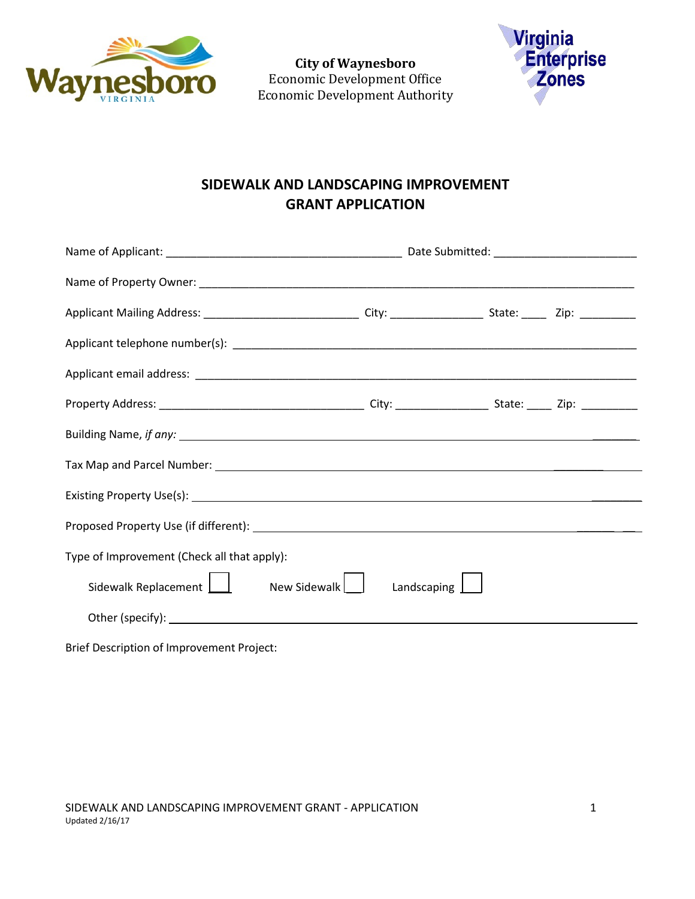**City of Waynesboro**
Economic Development Office
Economic Development Authority

## SIDEWALK AND LANDSCAPING IMPROVEMENT GRANT APPLICATION

Name of Applicant: _________________________________________ Date Submitted: _________________________

Name of Property Owner: ____________________________________________________________________________

Applicant Mailing Address: __________________________ City: ________________ State: ____ Zip: _________

Applicant telephone number(s): ______________________________________________________________________

Applicant email address: ___________________________________________________________________________

Property Address: ___________________________________ City: ________________ State: ____ Zip: _________

Building Name, *if any:* ____________________________________________________________________________

Tax Map and Parcel Number: _________________________________________________________________________

Existing Property Use(s): __________________________________________________________________________

Proposed Property Use (if different): _______________________________________________________________

Type of Improvement (Check all that apply):

Sidewalk Replacement ☐ New Sidewalk ☐ Landscaping ☐

Other (specify): ___________________________________________________________________________________

Brief Description of Improvement Project:

SIDEWALK AND LANDSCAPING IMPROVEMENT GRANT - APPLICATION
Updated 2/16/17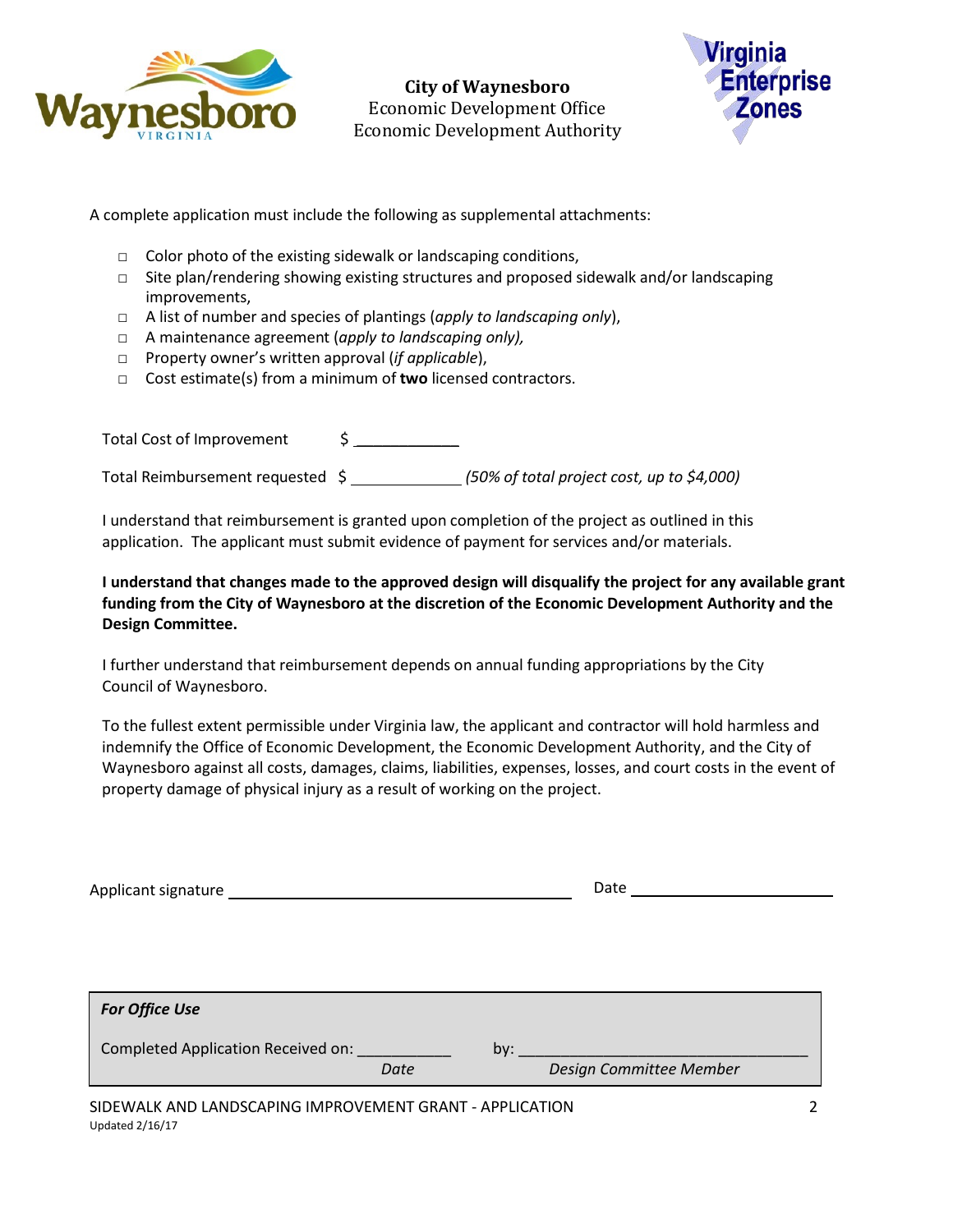**City of Waynesboro**
Economic Development Office
Economic Development Authority

A complete application must include the following as supplemental attachments:

- □ Color photo of the existing sidewalk or landscaping conditions,
- □ Site plan/rendering showing existing structures and proposed sidewalk and/or landscaping improvements,
- □ A list of number and species of plantings (*apply to landscaping only*),
- □ A maintenance agreement (*apply to landscaping only),*
- □ Property owner's written approval (*if applicable*),
- □ Cost estimate(s) from a minimum of **two** licensed contractors.

Total Cost of Improvement $ ____________

Total Reimbursement requested $ ____________ *(50% of total project cost, up to $4,000)*

I understand that reimbursement is granted upon completion of the project as outlined in this application. The applicant must submit evidence of payment for services and/or materials.

**I understand that changes made to the approved design will disqualify the project for any available grant funding from the City of Waynesboro at the discretion of the Economic Development Authority and the Design Committee.**

I further understand that reimbursement depends on annual funding appropriations by the City Council of Waynesboro.

To the fullest extent permissible under Virginia law, the applicant and contractor will hold harmless and indemnify the Office of Economic Development, the Economic Development Authority, and the City of Waynesboro against all costs, damages, claims, liabilities, expenses, losses, and court costs in the event of property damage of physical injury as a result of working on the project.

Applicant signature ________________________________ Date ____________________

***For Office Use***

Completed Application Received on: ___________ by: ________________________________
*Date* *Design Committee Member*

SIDEWALK AND LANDSCAPING IMPROVEMENT GRANT - APPLICATION
Updated 2/16/17